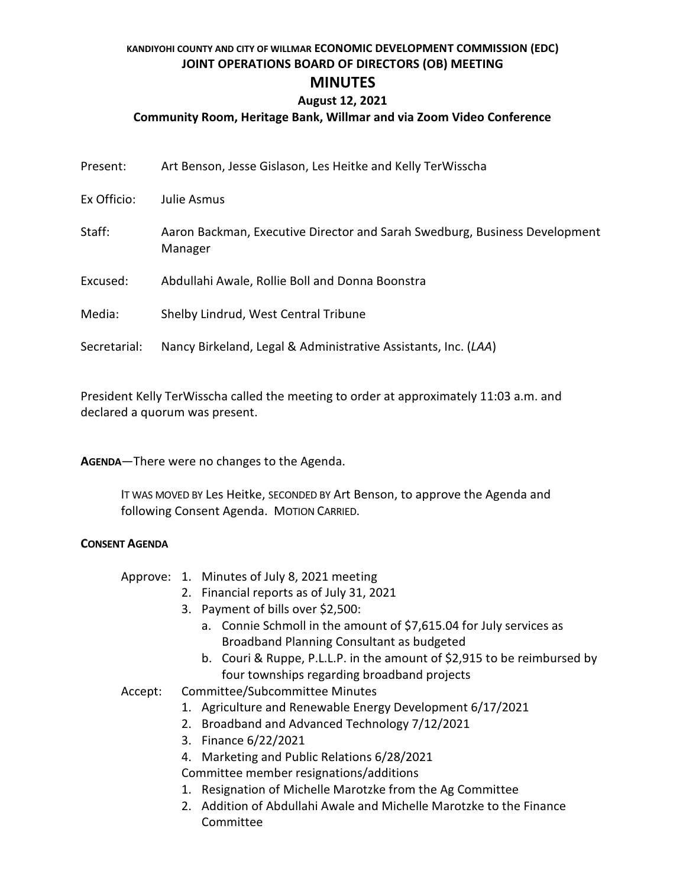KANDIYOHI COUNTY AND CITY OF WILLMAR **ECONOMIC DEVELOPMENT COMMISSION (EDC)**
**JOINT OPERATIONS BOARD OF DIRECTORS (OB) MEETING**

# MINUTES

**August 12, 2021**

**Community Room, Heritage Bank, Willmar and via Zoom Video Conference**

Present: Art Benson, Jesse Gislason, Les Heitke and Kelly TerWisscha

Ex Officio: Julie Asmus

Staff: Aaron Backman, Executive Director and Sarah Swedburg, Business Development Manager

Excused: Abdullahi Awale, Rollie Boll and Donna Boonstra

Media: Shelby Lindrud, West Central Tribune

Secretarial: Nancy Birkeland, Legal & Administrative Assistants, Inc. (*LAA*)

President Kelly TerWisscha called the meeting to order at approximately 11:03 a.m. and declared a quorum was present.

**AGENDA**—There were no changes to the Agenda.

> IT WAS MOVED BY Les Heitke, SECONDED BY Art Benson, to approve the Agenda and following Consent Agenda. MOTION CARRIED.

**CONSENT AGENDA**

Approve:
1. Minutes of July 8, 2021 meeting
2. Financial reports as of July 31, 2021
3. Payment of bills over $2,500:
   a. Connie Schmoll in the amount of $7,615.04 for July services as Broadband Planning Consultant as budgeted
   b. Couri & Ruppe, P.L.L.P. in the amount of $2,915 to be reimbursed by four townships regarding broadband projects

Accept: Committee/Subcommittee Minutes
1. Agriculture and Renewable Energy Development 6/17/2021
2. Broadband and Advanced Technology 7/12/2021
3. Finance 6/22/2021
4. Marketing and Public Relations 6/28/2021

Committee member resignations/additions
1. Resignation of Michelle Marotzke from the Ag Committee
2. Addition of Abdullahi Awale and Michelle Marotzke to the Finance Committee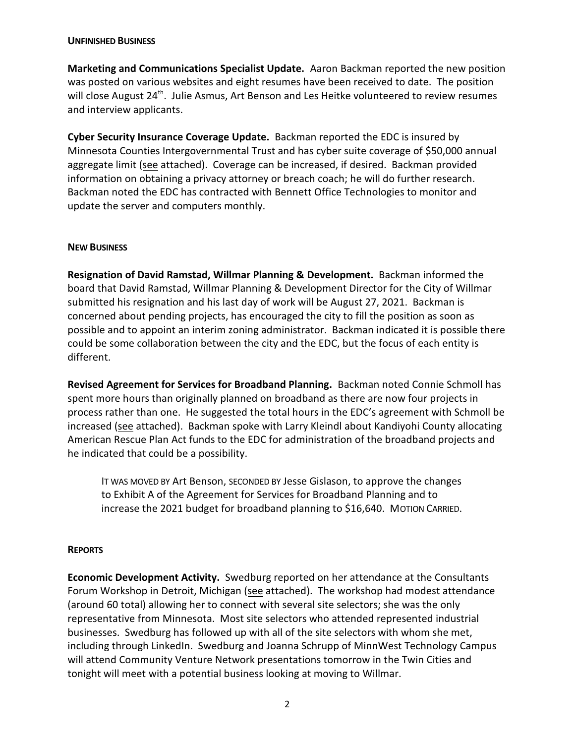**UNFINISHED BUSINESS**

**Marketing and Communications Specialist Update.** Aaron Backman reported the new position was posted on various websites and eight resumes have been received to date. The position will close August 24th. Julie Asmus, Art Benson and Les Heitke volunteered to review resumes and interview applicants.

**Cyber Security Insurance Coverage Update.** Backman reported the EDC is insured by Minnesota Counties Intergovernmental Trust and has cyber suite coverage of $50,000 annual aggregate limit (see attached). Coverage can be increased, if desired. Backman provided information on obtaining a privacy attorney or breach coach; he will do further research. Backman noted the EDC has contracted with Bennett Office Technologies to monitor and update the server and computers monthly.

**NEW BUSINESS**

**Resignation of David Ramstad, Willmar Planning & Development.** Backman informed the board that David Ramstad, Willmar Planning & Development Director for the City of Willmar submitted his resignation and his last day of work will be August 27, 2021. Backman is concerned about pending projects, has encouraged the city to fill the position as soon as possible and to appoint an interim zoning administrator. Backman indicated it is possible there could be some collaboration between the city and the EDC, but the focus of each entity is different.

**Revised Agreement for Services for Broadband Planning.** Backman noted Connie Schmoll has spent more hours than originally planned on broadband as there are now four projects in process rather than one. He suggested the total hours in the EDC's agreement with Schmoll be increased (see attached). Backman spoke with Larry Kleindl about Kandiyohi County allocating American Rescue Plan Act funds to the EDC for administration of the broadband projects and he indicated that could be a possibility.

> IT WAS MOVED BY Art Benson, SECONDED BY Jesse Gislason, to approve the changes to Exhibit A of the Agreement for Services for Broadband Planning and to increase the 2021 budget for broadband planning to $16,640. MOTION CARRIED.

**REPORTS**

**Economic Development Activity.** Swedburg reported on her attendance at the Consultants Forum Workshop in Detroit, Michigan (see attached). The workshop had modest attendance (around 60 total) allowing her to connect with several site selectors; she was the only representative from Minnesota. Most site selectors who attended represented industrial businesses. Swedburg has followed up with all of the site selectors with whom she met, including through LinkedIn. Swedburg and Joanna Schrupp of MinnWest Technology Campus will attend Community Venture Network presentations tomorrow in the Twin Cities and tonight will meet with a potential business looking at moving to Willmar.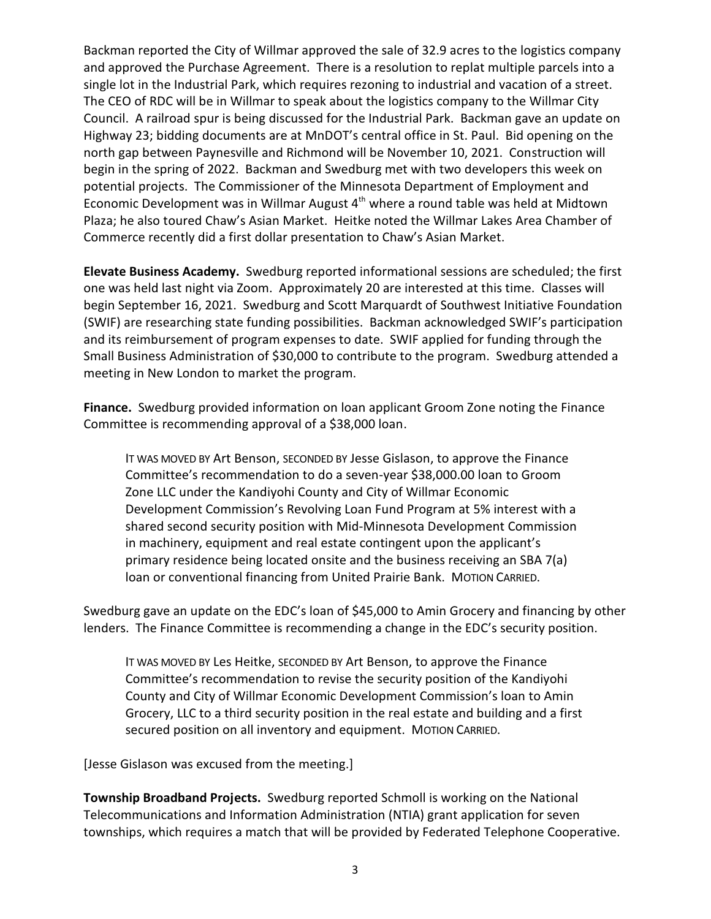Backman reported the City of Willmar approved the sale of 32.9 acres to the logistics company and approved the Purchase Agreement. There is a resolution to replat multiple parcels into a single lot in the Industrial Park, which requires rezoning to industrial and vacation of a street. The CEO of RDC will be in Willmar to speak about the logistics company to the Willmar City Council. A railroad spur is being discussed for the Industrial Park. Backman gave an update on Highway 23; bidding documents are at MnDOT's central office in St. Paul. Bid opening on the north gap between Paynesville and Richmond will be November 10, 2021. Construction will begin in the spring of 2022. Backman and Swedburg met with two developers this week on potential projects. The Commissioner of the Minnesota Department of Employment and Economic Development was in Willmar August 4th where a round table was held at Midtown Plaza; he also toured Chaw's Asian Market. Heitke noted the Willmar Lakes Area Chamber of Commerce recently did a first dollar presentation to Chaw's Asian Market.

**Elevate Business Academy.** Swedburg reported informational sessions are scheduled; the first one was held last night via Zoom. Approximately 20 are interested at this time. Classes will begin September 16, 2021. Swedburg and Scott Marquardt of Southwest Initiative Foundation (SWIF) are researching state funding possibilities. Backman acknowledged SWIF's participation and its reimbursement of program expenses to date. SWIF applied for funding through the Small Business Administration of $30,000 to contribute to the program. Swedburg attended a meeting in New London to market the program.

**Finance.** Swedburg provided information on loan applicant Groom Zone noting the Finance Committee is recommending approval of a $38,000 loan.

> IT WAS MOVED BY Art Benson, SECONDED BY Jesse Gislason, to approve the Finance Committee's recommendation to do a seven-year $38,000.00 loan to Groom Zone LLC under the Kandiyohi County and City of Willmar Economic Development Commission's Revolving Loan Fund Program at 5% interest with a shared second security position with Mid-Minnesota Development Commission in machinery, equipment and real estate contingent upon the applicant's primary residence being located onsite and the business receiving an SBA 7(a) loan or conventional financing from United Prairie Bank. MOTION CARRIED.

Swedburg gave an update on the EDC's loan of $45,000 to Amin Grocery and financing by other lenders. The Finance Committee is recommending a change in the EDC's security position.

> IT WAS MOVED BY Les Heitke, SECONDED BY Art Benson, to approve the Finance Committee's recommendation to revise the security position of the Kandiyohi County and City of Willmar Economic Development Commission's loan to Amin Grocery, LLC to a third security position in the real estate and building and a first secured position on all inventory and equipment. MOTION CARRIED.

[Jesse Gislason was excused from the meeting.]

**Township Broadband Projects.** Swedburg reported Schmoll is working on the National Telecommunications and Information Administration (NTIA) grant application for seven townships, which requires a match that will be provided by Federated Telephone Cooperative.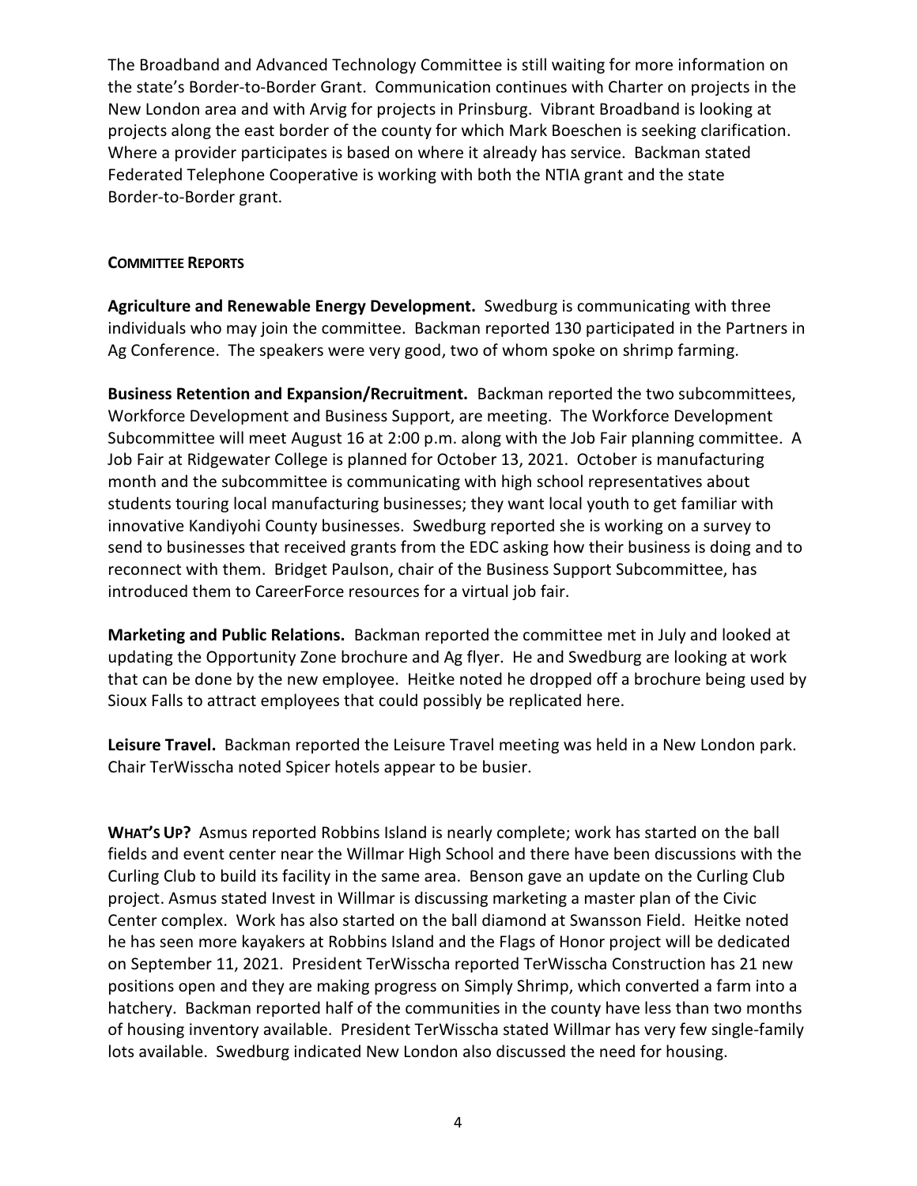The Broadband and Advanced Technology Committee is still waiting for more information on the state's Border-to-Border Grant. Communication continues with Charter on projects in the New London area and with Arvig for projects in Prinsburg. Vibrant Broadband is looking at projects along the east border of the county for which Mark Boeschen is seeking clarification. Where a provider participates is based on where it already has service. Backman stated Federated Telephone Cooperative is working with both the NTIA grant and the state Border-to-Border grant.

**COMMITTEE REPORTS**

**Agriculture and Renewable Energy Development.** Swedburg is communicating with three individuals who may join the committee. Backman reported 130 participated in the Partners in Ag Conference. The speakers were very good, two of whom spoke on shrimp farming.

**Business Retention and Expansion/Recruitment.** Backman reported the two subcommittees, Workforce Development and Business Support, are meeting. The Workforce Development Subcommittee will meet August 16 at 2:00 p.m. along with the Job Fair planning committee. A Job Fair at Ridgewater College is planned for October 13, 2021. October is manufacturing month and the subcommittee is communicating with high school representatives about students touring local manufacturing businesses; they want local youth to get familiar with innovative Kandiyohi County businesses. Swedburg reported she is working on a survey to send to businesses that received grants from the EDC asking how their business is doing and to reconnect with them. Bridget Paulson, chair of the Business Support Subcommittee, has introduced them to CareerForce resources for a virtual job fair.

**Marketing and Public Relations.** Backman reported the committee met in July and looked at updating the Opportunity Zone brochure and Ag flyer. He and Swedburg are looking at work that can be done by the new employee. Heitke noted he dropped off a brochure being used by Sioux Falls to attract employees that could possibly be replicated here.

**Leisure Travel.** Backman reported the Leisure Travel meeting was held in a New London park. Chair TerWisscha noted Spicer hotels appear to be busier.

**WHAT'S UP?** Asmus reported Robbins Island is nearly complete; work has started on the ball fields and event center near the Willmar High School and there have been discussions with the Curling Club to build its facility in the same area. Benson gave an update on the Curling Club project. Asmus stated Invest in Willmar is discussing marketing a master plan of the Civic Center complex. Work has also started on the ball diamond at Swansson Field. Heitke noted he has seen more kayakers at Robbins Island and the Flags of Honor project will be dedicated on September 11, 2021. President TerWisscha reported TerWisscha Construction has 21 new positions open and they are making progress on Simply Shrimp, which converted a farm into a hatchery. Backman reported half of the communities in the county have less than two months of housing inventory available. President TerWisscha stated Willmar has very few single-family lots available. Swedburg indicated New London also discussed the need for housing.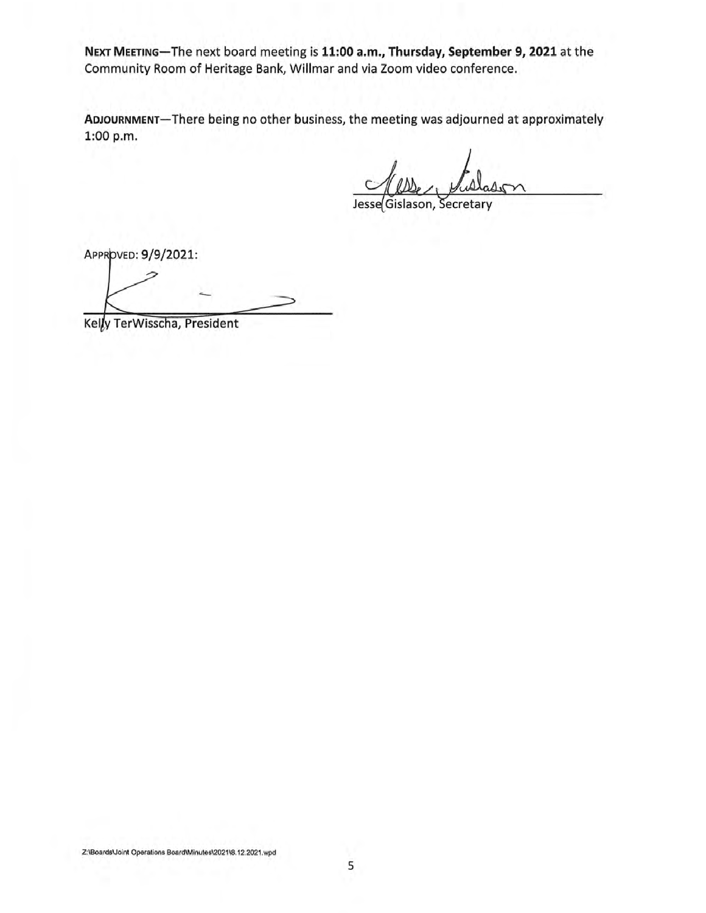**NEXT MEETING**—The next board meeting is **11:00 a.m., Thursday, September 9, 2021** at the Community Room of Heritage Bank, Willmar and via Zoom video conference.

**ADJOURNMENT**—There being no other business, the meeting was adjourned at approximately 1:00 p.m.

Jesse Gislason, Secretary

APPROVED: **9/9/2021**:

Kelly TerWisscha, President

Z:\Boards\Joint Operations Board\Minutes\2021\8.12.2021.wpd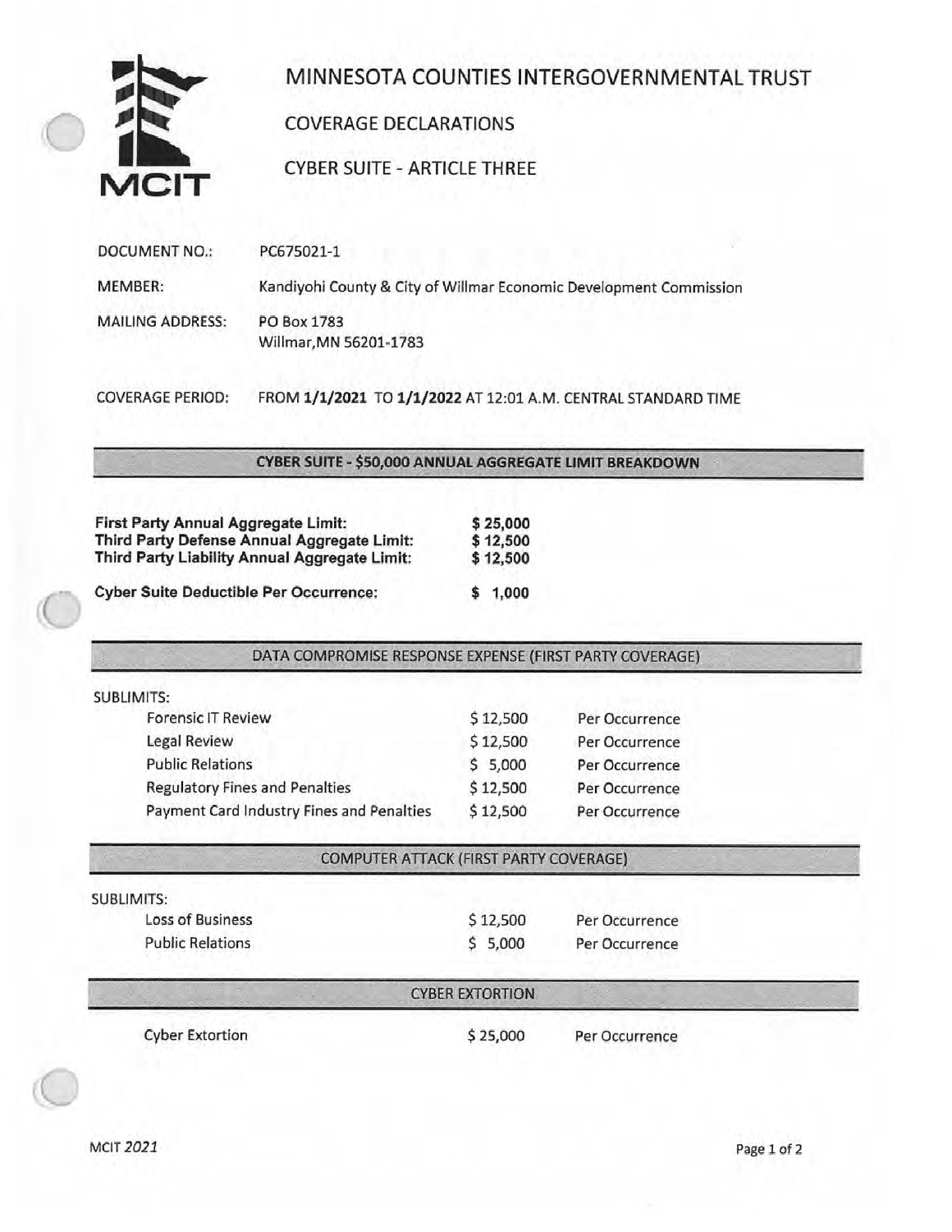# MINNESOTA COUNTIES INTERGOVERNMENTAL TRUST

## COVERAGE DECLARATIONS

## CYBER SUITE - ARTICLE THREE

| | |
|---|---|
| DOCUMENT NO.: | PC675021-1 |
| MEMBER: | Kandiyohi County & City of Willmar Economic Development Commission |
| MAILING ADDRESS: | PO Box 1783<br>Willmar,MN 56201-1783 |
| COVERAGE PERIOD: | FROM **1/1/2021** TO **1/1/2022** AT 12:01 A.M. CENTRAL STANDARD TIME |

### CYBER SUITE - $50,000 ANNUAL AGGREGATE LIMIT BREAKDOWN

| | |
|---|---|
| **First Party Annual Aggregate Limit:** | **$ 25,000** |
| **Third Party Defense Annual Aggregate Limit:** | **$ 12,500** |
| **Third Party Liability Annual Aggregate Limit:** | **$ 12,500** |
| **Cyber Suite Deductible Per Occurrence:** | **$ 1,000** |

### DATA COMPROMISE RESPONSE EXPENSE (FIRST PARTY COVERAGE)

SUBLIMITS:

| | | |
|---|---|---|
| Forensic IT Review | $ 12,500 | Per Occurrence |
| Legal Review | $ 12,500 | Per Occurrence |
| Public Relations | $ 5,000 | Per Occurrence |
| Regulatory Fines and Penalties | $ 12,500 | Per Occurrence |
| Payment Card Industry Fines and Penalties | $ 12,500 | Per Occurrence |

### COMPUTER ATTACK (FIRST PARTY COVERAGE)

SUBLIMITS:

| | | |
|---|---|---|
| Loss of Business | $ 12,500 | Per Occurrence |
| Public Relations | $ 5,000 | Per Occurrence |

### CYBER EXTORTION

| | | |
|---|---|---|
| Cyber Extortion | $ 25,000 | Per Occurrence |

MCIT 2021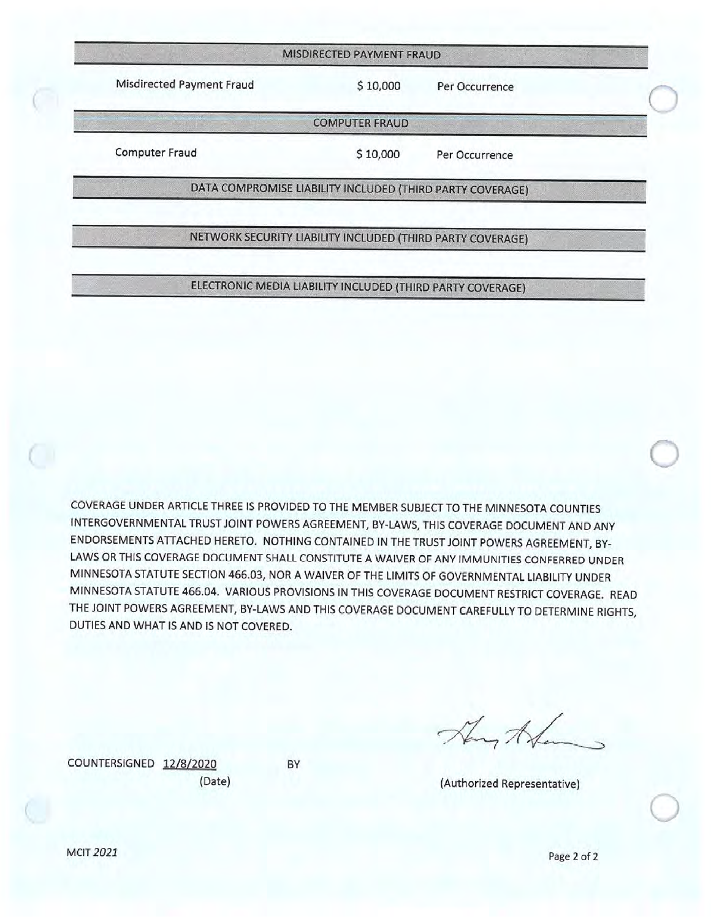## MISDIRECTED PAYMENT FRAUD

| | | |
|---|---|---|
| Misdirected Payment Fraud | $ 10,000 | Per Occurrence |

## COMPUTER FRAUD

| | | |
|---|---|---|
| Computer Fraud | $ 10,000 | Per Occurrence |

## DATA COMPROMISE LIABILITY INCLUDED (THIRD PARTY COVERAGE)

## NETWORK SECURITY LIABILITY INCLUDED (THIRD PARTY COVERAGE)

## ELECTRONIC MEDIA LIABILITY INCLUDED (THIRD PARTY COVERAGE)

COVERAGE UNDER ARTICLE THREE IS PROVIDED TO THE MEMBER SUBJECT TO THE MINNESOTA COUNTIES INTERGOVERNMENTAL TRUST JOINT POWERS AGREEMENT, BY-LAWS, THIS COVERAGE DOCUMENT AND ANY ENDORSEMENTS ATTACHED HERETO. NOTHING CONTAINED IN THE TRUST JOINT POWERS AGREEMENT, BY-LAWS OR THIS COVERAGE DOCUMENT SHALL CONSTITUTE A WAIVER OF ANY IMMUNITIES CONFERRED UNDER MINNESOTA STATUTE SECTION 466.03, NOR A WAIVER OF THE LIMITS OF GOVERNMENTAL LIABILITY UNDER MINNESOTA STATUTE 466.04. VARIOUS PROVISIONS IN THIS COVERAGE DOCUMENT RESTRICT COVERAGE. READ THE JOINT POWERS AGREEMENT, BY-LAWS AND THIS COVERAGE DOCUMENT CAREFULLY TO DETERMINE RIGHTS, DUTIES AND WHAT IS AND IS NOT COVERED.

COUNTERSIGNED 12/8/2020 BY

(Date) (Authorized Representative)

MCIT *2021*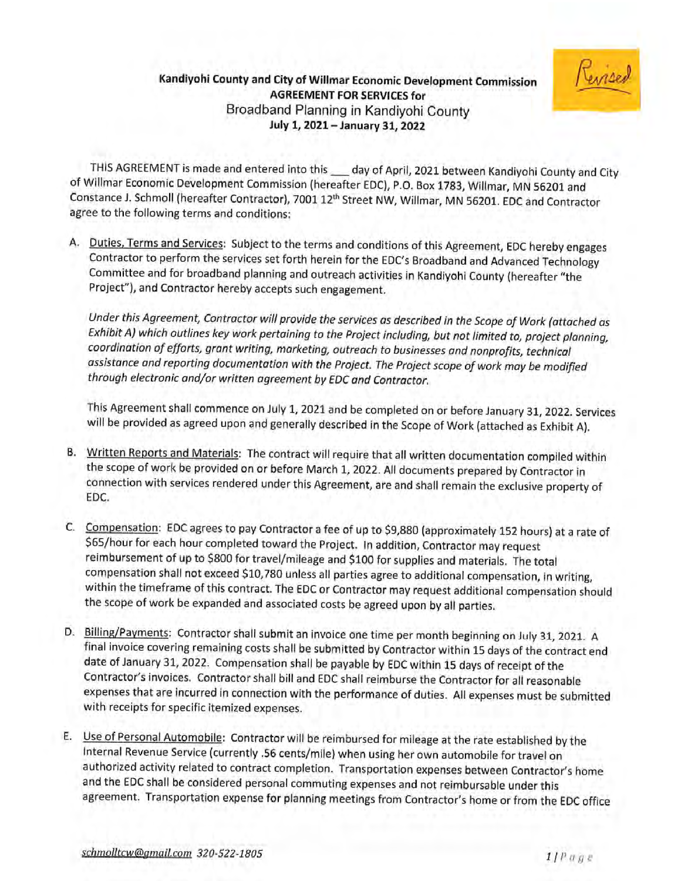**Kandiyohi County and City of Willmar Economic Development Commission**
**AGREEMENT FOR SERVICES for**
Broadband Planning in Kandiyohi County
**July 1, 2021 – January 31, 2022**

*Revised*

THIS AGREEMENT is made and entered into this ___ day of April, 2021 between Kandiyohi County and City of Willmar Economic Development Commission (hereafter EDC), P.O. Box 1783, Willmar, MN 56201 and Constance J. Schmoll (hereafter Contractor), 7001 12th Street NW, Willmar, MN 56201. EDC and Contractor agree to the following terms and conditions:

A. Duties, Terms and Services: Subject to the terms and conditions of this Agreement, EDC hereby engages Contractor to perform the services set forth herein for the EDC's Broadband and Advanced Technology Committee and for broadband planning and outreach activities in Kandiyohi County (hereafter "the Project"), and Contractor hereby accepts such engagement.

   *Under this Agreement, Contractor will provide the services as described in the Scope of Work (attached as Exhibit A) which outlines key work pertaining to the Project including, but not limited to, project planning, coordination of efforts, grant writing, marketing, outreach to businesses and nonprofits, technical assistance and reporting documentation with the Project. The Project scope of work may be modified through electronic and/or written agreement by EDC and Contractor.*

   This Agreement shall commence on July 1, 2021 and be completed on or before January 31, 2022. Services will be provided as agreed upon and generally described in the Scope of Work (attached as Exhibit A).

B. Written Reports and Materials: The contract will require that all written documentation compiled within the scope of work be provided on or before March 1, 2022. All documents prepared by Contractor in connection with services rendered under this Agreement, are and shall remain the exclusive property of EDC.

C. Compensation: EDC agrees to pay Contractor a fee of up to $9,880 (approximately 152 hours) at a rate of $65/hour for each hour completed toward the Project. In addition, Contractor may request reimbursement of up to $800 for travel/mileage and $100 for supplies and materials. The total compensation shall not exceed $10,780 unless all parties agree to additional compensation, in writing, within the timeframe of this contract. The EDC or Contractor may request additional compensation should the scope of work be expanded and associated costs be agreed upon by all parties.

D. Billing/Payments: Contractor shall submit an invoice one time per month beginning on July 31, 2021. A final invoice covering remaining costs shall be submitted by Contractor within 15 days of the contract end date of January 31, 2022. Compensation shall be payable by EDC within 15 days of receipt of the Contractor's invoices. Contractor shall bill and EDC shall reimburse the Contractor for all reasonable expenses that are incurred in connection with the performance of duties. All expenses must be submitted with receipts for specific itemized expenses.

E. Use of Personal Automobile: Contractor will be reimbursed for mileage at the rate established by the Internal Revenue Service (currently .56 cents/mile) when using her own automobile for travel on authorized activity related to contract completion. Transportation expenses between Contractor's home and the EDC shall be considered personal commuting expenses and not reimbursable under this agreement. Transportation expense for planning meetings from Contractor's home or from the EDC office

*schmolltcw@gmail.com 320-522-1805*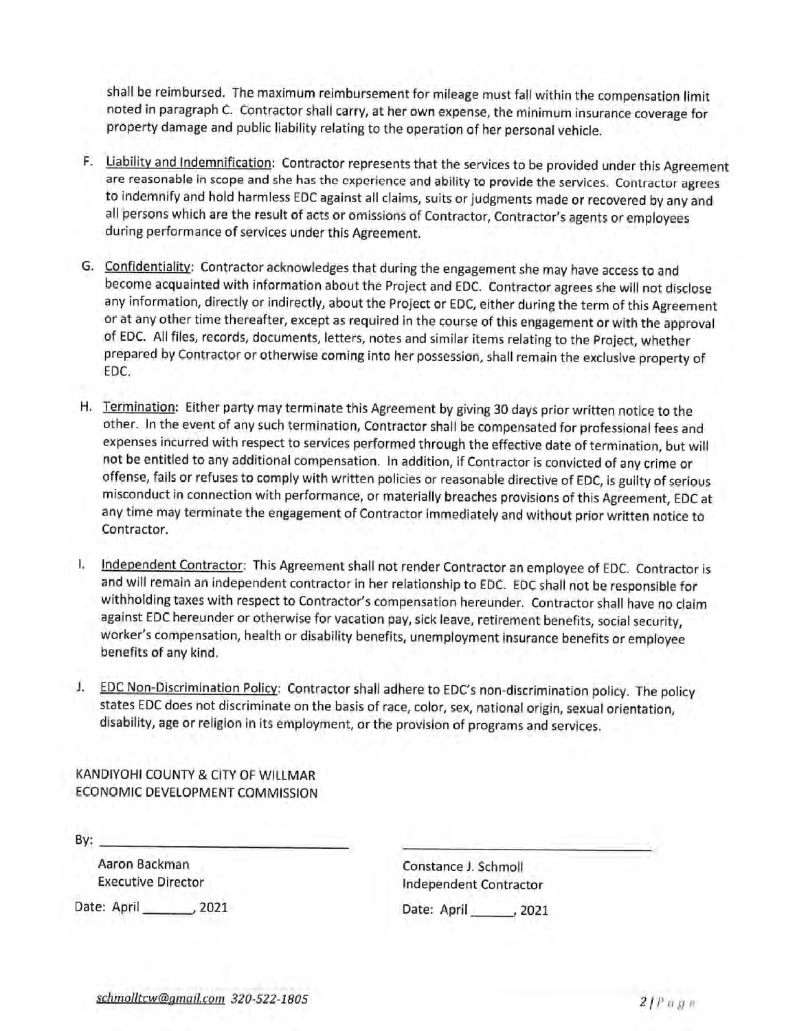shall be reimbursed. The maximum reimbursement for mileage must fall within the compensation limit noted in paragraph C. Contractor shall carry, at her own expense, the minimum insurance coverage for property damage and public liability relating to the operation of her personal vehicle.

F. Liability and Indemnification: Contractor represents that the services to be provided under this Agreement are reasonable in scope and she has the experience and ability to provide the services. Contractor agrees to indemnify and hold harmless EDC against all claims, suits or judgments made or recovered by any and all persons which are the result of acts or omissions of Contractor, Contractor's agents or employees during performance of services under this Agreement.

G. Confidentiality: Contractor acknowledges that during the engagement she may have access to and become acquainted with information about the Project and EDC. Contractor agrees she will not disclose any information, directly or indirectly, about the Project or EDC, either during the term of this Agreement or at any other time thereafter, except as required in the course of this engagement or with the approval of EDC. All files, records, documents, letters, notes and similar items relating to the Project, whether prepared by Contractor or otherwise coming into her possession, shall remain the exclusive property of EDC.

H. Termination: Either party may terminate this Agreement by giving 30 days prior written notice to the other. In the event of any such termination, Contractor shall be compensated for professional fees and expenses incurred with respect to services performed through the effective date of termination, but will not be entitled to any additional compensation. In addition, if Contractor is convicted of any crime or offense, fails or refuses to comply with written policies or reasonable directive of EDC, is guilty of serious misconduct in connection with performance, or materially breaches provisions of this Agreement, EDC at any time may terminate the engagement of Contractor immediately and without prior written notice to Contractor.

I. Independent Contractor: This Agreement shall not render Contractor an employee of EDC. Contractor is and will remain an independent contractor in her relationship to EDC. EDC shall not be responsible for withholding taxes with respect to Contractor's compensation hereunder. Contractor shall have no claim against EDC hereunder or otherwise for vacation pay, sick leave, retirement benefits, social security, worker's compensation, health or disability benefits, unemployment insurance benefits or employee benefits of any kind.

J. EDC Non-Discrimination Policy: Contractor shall adhere to EDC's non-discrimination policy. The policy states EDC does not discriminate on the basis of race, color, sex, national origin, sexual orientation, disability, age or religion in its employment, or the provision of programs and services.

KANDIYOHI COUNTY & CITY OF WILLMAR
ECONOMIC DEVELOPMENT COMMISSION

By: ______________________________

Aaron Backman
Executive Director

Date: April ______, 2021

______________________________

Constance J. Schmoll
Independent Contractor

Date: April ______, 2021

*schmolltcw@gmail.com 320-522-1805*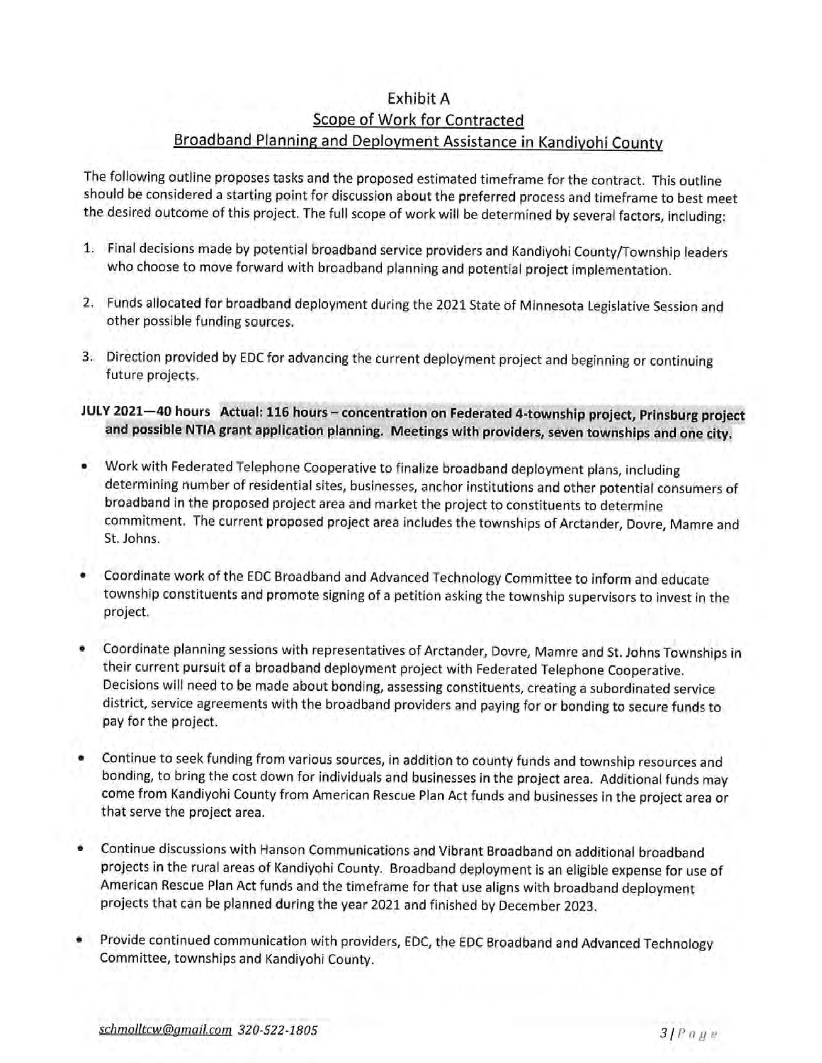# Exhibit A

## Scope of Work for Contracted Broadband Planning and Deployment Assistance in Kandiyohi County

The following outline proposes tasks and the proposed estimated timeframe for the contract. This outline should be considered a starting point for discussion about the preferred process and timeframe to best meet the desired outcome of this project. The full scope of work will be determined by several factors, including:

1. Final decisions made by potential broadband service providers and Kandiyohi County/Township leaders who choose to move forward with broadband planning and potential project implementation.
2. Funds allocated for broadband deployment during the 2021 State of Minnesota Legislative Session and other possible funding sources.
3. Direction provided by EDC for advancing the current deployment project and beginning or continuing future projects.

**JULY 2021—40 hours Actual: 116 hours – concentration on Federated 4-township project, Prinsburg project and possible NTIA grant application planning. Meetings with providers, seven townships and one city.**

- Work with Federated Telephone Cooperative to finalize broadband deployment plans, including determining number of residential sites, businesses, anchor institutions and other potential consumers of broadband in the proposed project area and market the project to constituents to determine commitment. The current proposed project area includes the townships of Arctander, Dovre, Mamre and St. Johns.
- Coordinate work of the EDC Broadband and Advanced Technology Committee to inform and educate township constituents and promote signing of a petition asking the township supervisors to invest in the project.
- Coordinate planning sessions with representatives of Arctander, Dovre, Mamre and St. Johns Townships in their current pursuit of a broadband deployment project with Federated Telephone Cooperative. Decisions will need to be made about bonding, assessing constituents, creating a subordinated service district, service agreements with the broadband providers and paying for or bonding to secure funds to pay for the project.
- Continue to seek funding from various sources, in addition to county funds and township resources and bonding, to bring the cost down for individuals and businesses in the project area. Additional funds may come from Kandiyohi County from American Rescue Plan Act funds and businesses in the project area or that serve the project area.
- Continue discussions with Hanson Communications and Vibrant Broadband on additional broadband projects in the rural areas of Kandiyohi County. Broadband deployment is an eligible expense for use of American Rescue Plan Act funds and the timeframe for that use aligns with broadband deployment projects that can be planned during the year 2021 and finished by December 2023.
- Provide continued communication with providers, EDC, the EDC Broadband and Advanced Technology Committee, townships and Kandiyohi County.

*schmolltcw@gmail.com 320-522-1805*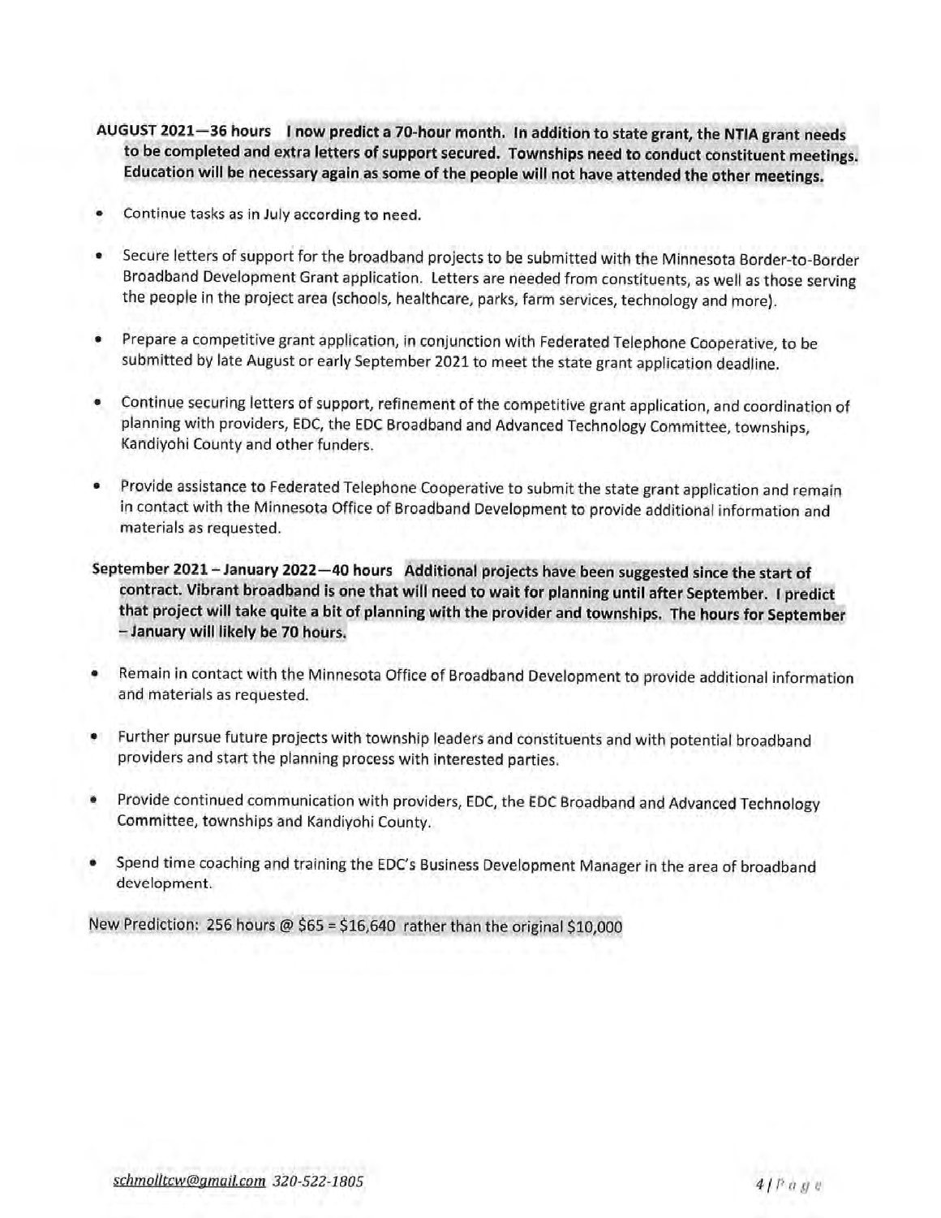**AUGUST 2021—36 hours I now predict a 70-hour month. In addition to state grant, the NTIA grant needs to be completed and extra letters of support secured. Townships need to conduct constituent meetings. Education will be necessary again as some of the people will not have attended the other meetings.**

- Continue tasks as in July according to need.
- Secure letters of support for the broadband projects to be submitted with the Minnesota Border-to-Border Broadband Development Grant application. Letters are needed from constituents, as well as those serving the people in the project area (schools, healthcare, parks, farm services, technology and more).
- Prepare a competitive grant application, in conjunction with Federated Telephone Cooperative, to be submitted by late August or early September 2021 to meet the state grant application deadline.
- Continue securing letters of support, refinement of the competitive grant application, and coordination of planning with providers, EDC, the EDC Broadband and Advanced Technology Committee, townships, Kandiyohi County and other funders.
- Provide assistance to Federated Telephone Cooperative to submit the state grant application and remain in contact with the Minnesota Office of Broadband Development to provide additional information and materials as requested.

**September 2021 – January 2022—40 hours Additional projects have been suggested since the start of contract. Vibrant broadband is one that will need to wait for planning until after September. I predict that project will take quite a bit of planning with the provider and townships. The hours for September – January will likely be 70 hours.**

- Remain in contact with the Minnesota Office of Broadband Development to provide additional information and materials as requested.
- Further pursue future projects with township leaders and constituents and with potential broadband providers and start the planning process with interested parties.
- Provide continued communication with providers, EDC, the EDC Broadband and Advanced Technology Committee, townships and Kandiyohi County.
- Spend time coaching and training the EDC's Business Development Manager in the area of broadband development.

New Prediction: 256 hours @ $65 = $16,640 rather than the original $10,000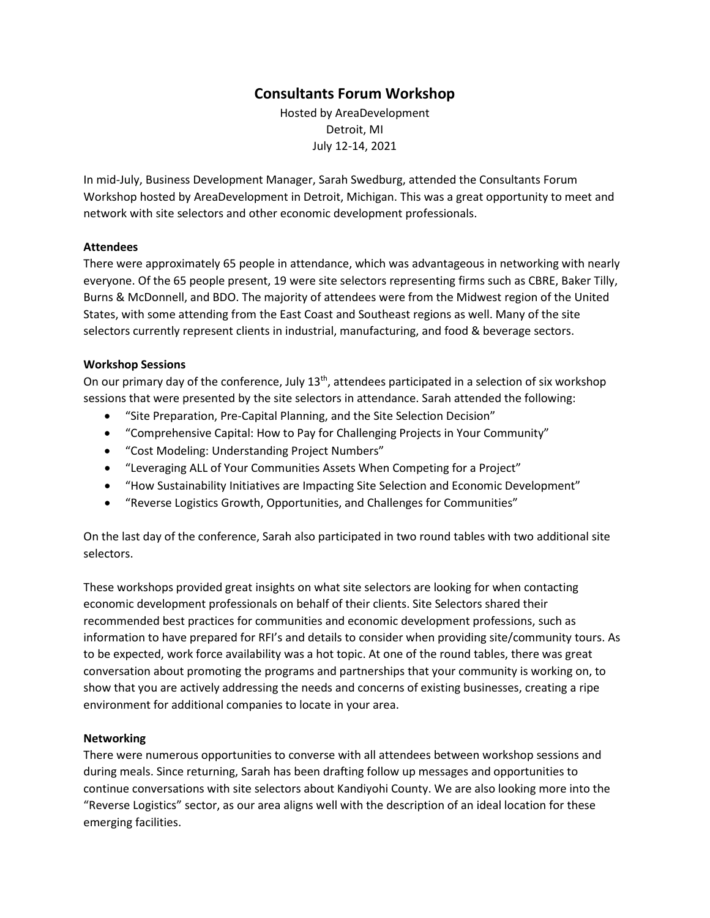# Consultants Forum Workshop

Hosted by AreaDevelopment
Detroit, MI
July 12-14, 2021

In mid-July, Business Development Manager, Sarah Swedburg, attended the Consultants Forum Workshop hosted by AreaDevelopment in Detroit, Michigan. This was a great opportunity to meet and network with site selectors and other economic development professionals.

**Attendees**

There were approximately 65 people in attendance, which was advantageous in networking with nearly everyone. Of the 65 people present, 19 were site selectors representing firms such as CBRE, Baker Tilly, Burns & McDonnell, and BDO. The majority of attendees were from the Midwest region of the United States, with some attending from the East Coast and Southeast regions as well. Many of the site selectors currently represent clients in industrial, manufacturing, and food & beverage sectors.

**Workshop Sessions**

On our primary day of the conference, July 13th, attendees participated in a selection of six workshop sessions that were presented by the site selectors in attendance. Sarah attended the following:

- "Site Preparation, Pre-Capital Planning, and the Site Selection Decision"
- "Comprehensive Capital: How to Pay for Challenging Projects in Your Community"
- "Cost Modeling: Understanding Project Numbers"
- "Leveraging ALL of Your Communities Assets When Competing for a Project"
- "How Sustainability Initiatives are Impacting Site Selection and Economic Development"
- "Reverse Logistics Growth, Opportunities, and Challenges for Communities"

On the last day of the conference, Sarah also participated in two round tables with two additional site selectors.

These workshops provided great insights on what site selectors are looking for when contacting economic development professionals on behalf of their clients. Site Selectors shared their recommended best practices for communities and economic development professions, such as information to have prepared for RFI's and details to consider when providing site/community tours. As to be expected, work force availability was a hot topic. At one of the round tables, there was great conversation about promoting the programs and partnerships that your community is working on, to show that you are actively addressing the needs and concerns of existing businesses, creating a ripe environment for additional companies to locate in your area.

**Networking**

There were numerous opportunities to converse with all attendees between workshop sessions and during meals. Since returning, Sarah has been drafting follow up messages and opportunities to continue conversations with site selectors about Kandiyohi County. We are also looking more into the "Reverse Logistics" sector, as our area aligns well with the description of an ideal location for these emerging facilities.